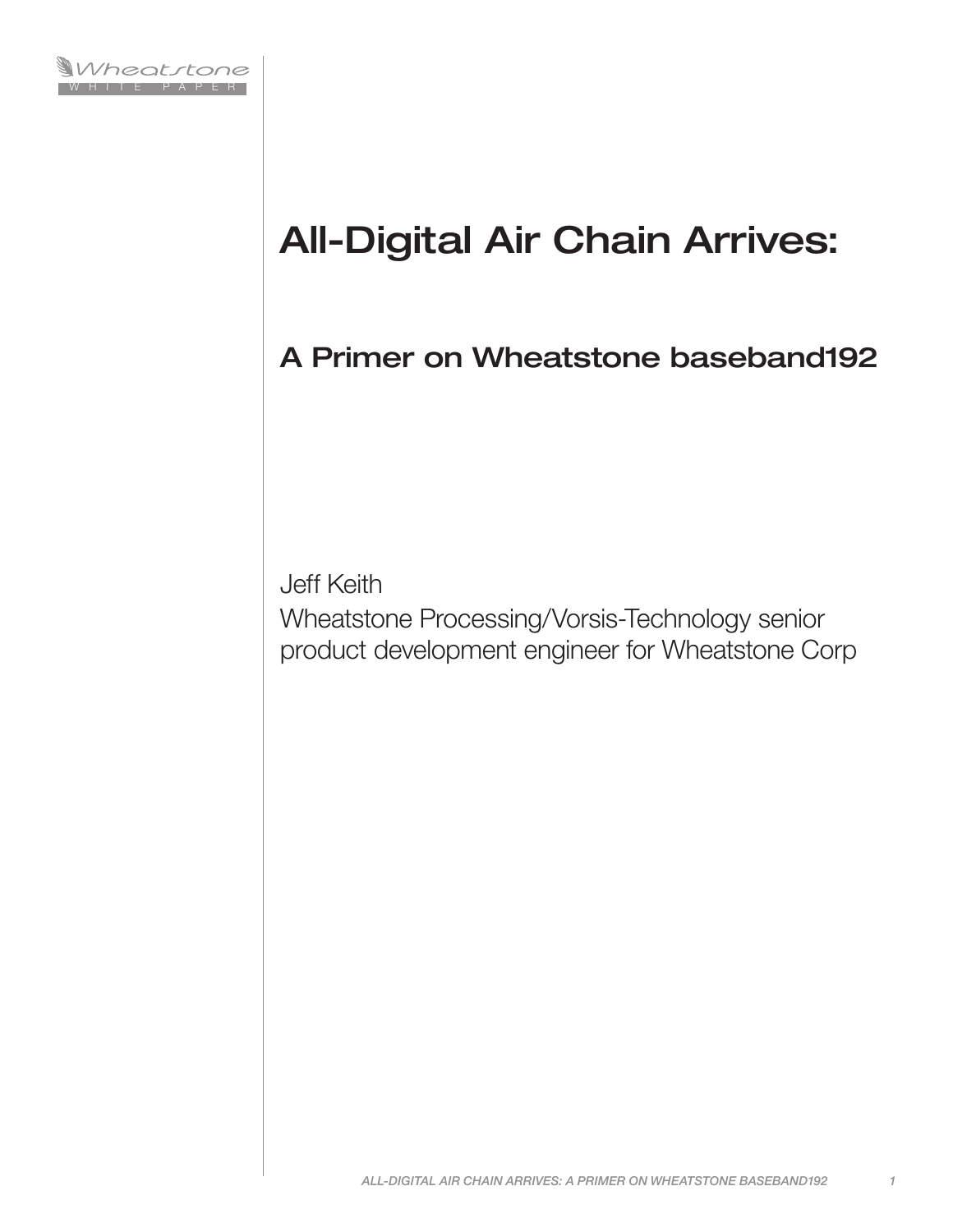Wheatstone
WHITE PAPER

# All-Digital Air Chain Arrives:

## A Primer on Wheatstone baseband192

Jeff Keith
Wheatstone Processing/Vorsis-Technology senior product development engineer for Wheatstone Corp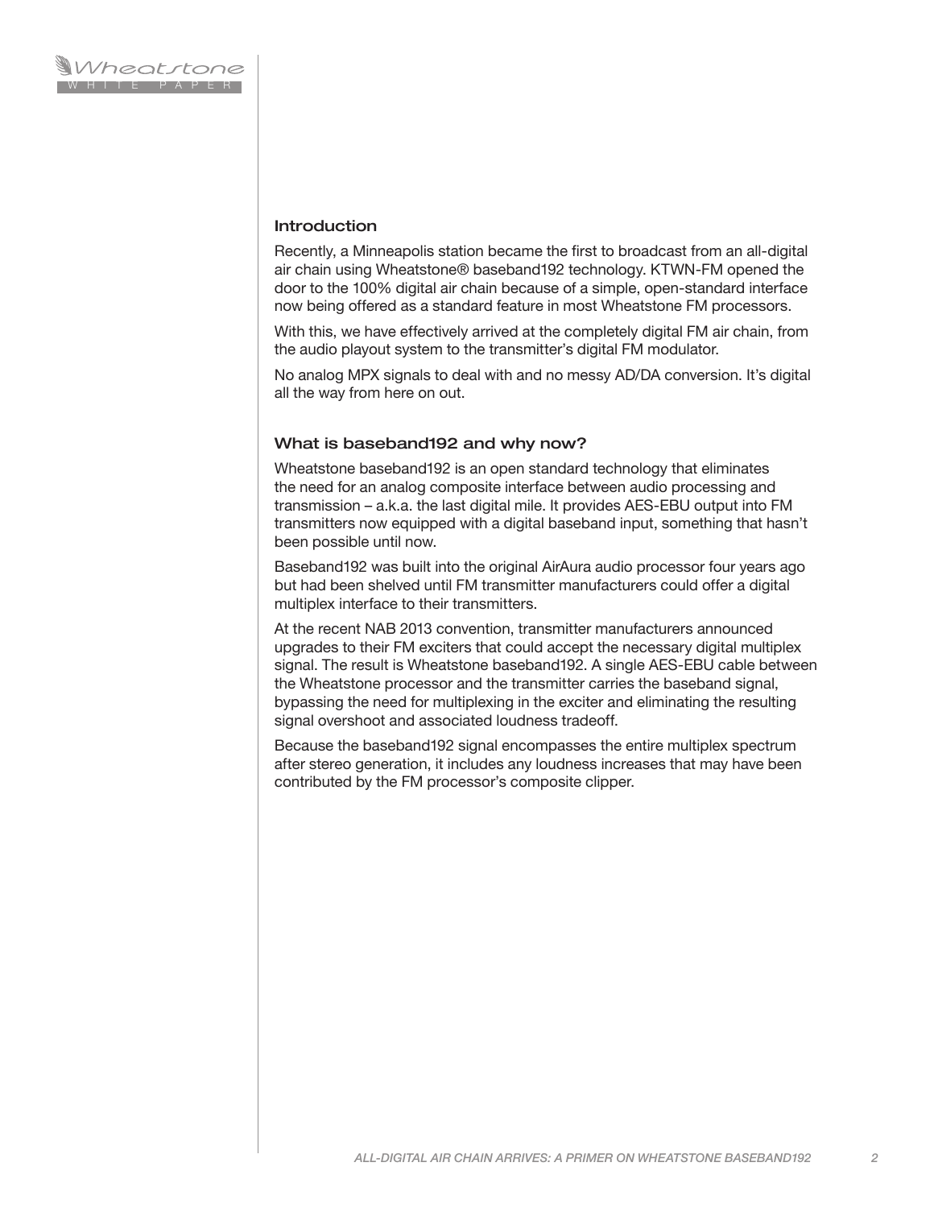## Introduction

Recently, a Minneapolis station became the first to broadcast from an all-digital air chain using Wheatstone® baseband192 technology. KTWN-FM opened the door to the 100% digital air chain because of a simple, open-standard interface now being offered as a standard feature in most Wheatstone FM processors.

With this, we have effectively arrived at the completely digital FM air chain, from the audio playout system to the transmitter's digital FM modulator.

No analog MPX signals to deal with and no messy AD/DA conversion. It's digital all the way from here on out.

## What is baseband192 and why now?

Wheatstone baseband192 is an open standard technology that eliminates the need for an analog composite interface between audio processing and transmission – a.k.a. the last digital mile. It provides AES-EBU output into FM transmitters now equipped with a digital baseband input, something that hasn't been possible until now.

Baseband192 was built into the original AirAura audio processor four years ago but had been shelved until FM transmitter manufacturers could offer a digital multiplex interface to their transmitters.

At the recent NAB 2013 convention, transmitter manufacturers announced upgrades to their FM exciters that could accept the necessary digital multiplex signal. The result is Wheatstone baseband192. A single AES-EBU cable between the Wheatstone processor and the transmitter carries the baseband signal, bypassing the need for multiplexing in the exciter and eliminating the resulting signal overshoot and associated loudness tradeoff.

Because the baseband192 signal encompasses the entire multiplex spectrum after stereo generation, it includes any loudness increases that may have been contributed by the FM processor's composite clipper.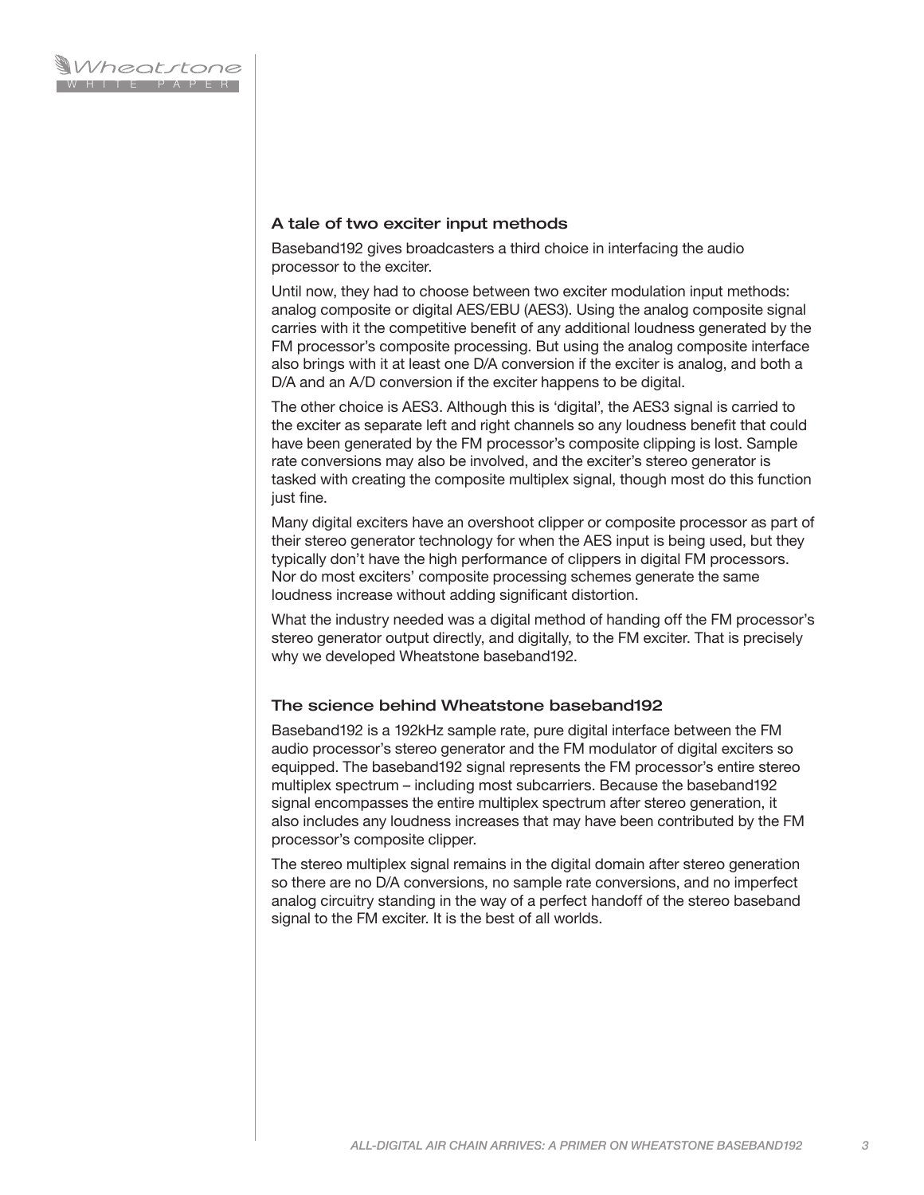## A tale of two exciter input methods

Baseband192 gives broadcasters a third choice in interfacing the audio processor to the exciter.

Until now, they had to choose between two exciter modulation input methods: analog composite or digital AES/EBU (AES3). Using the analog composite signal carries with it the competitive benefit of any additional loudness generated by the FM processor's composite processing. But using the analog composite interface also brings with it at least one D/A conversion if the exciter is analog, and both a D/A and an A/D conversion if the exciter happens to be digital.

The other choice is AES3. Although this is 'digital', the AES3 signal is carried to the exciter as separate left and right channels so any loudness benefit that could have been generated by the FM processor's composite clipping is lost. Sample rate conversions may also be involved, and the exciter's stereo generator is tasked with creating the composite multiplex signal, though most do this function just fine.

Many digital exciters have an overshoot clipper or composite processor as part of their stereo generator technology for when the AES input is being used, but they typically don't have the high performance of clippers in digital FM processors. Nor do most exciters' composite processing schemes generate the same loudness increase without adding significant distortion.

What the industry needed was a digital method of handing off the FM processor's stereo generator output directly, and digitally, to the FM exciter. That is precisely why we developed Wheatstone baseband192.

## The science behind Wheatstone baseband192

Baseband192 is a 192kHz sample rate, pure digital interface between the FM audio processor's stereo generator and the FM modulator of digital exciters so equipped. The baseband192 signal represents the FM processor's entire stereo multiplex spectrum – including most subcarriers. Because the baseband192 signal encompasses the entire multiplex spectrum after stereo generation, it also includes any loudness increases that may have been contributed by the FM processor's composite clipper.

The stereo multiplex signal remains in the digital domain after stereo generation so there are no D/A conversions, no sample rate conversions, and no imperfect analog circuitry standing in the way of a perfect handoff of the stereo baseband signal to the FM exciter. It is the best of all worlds.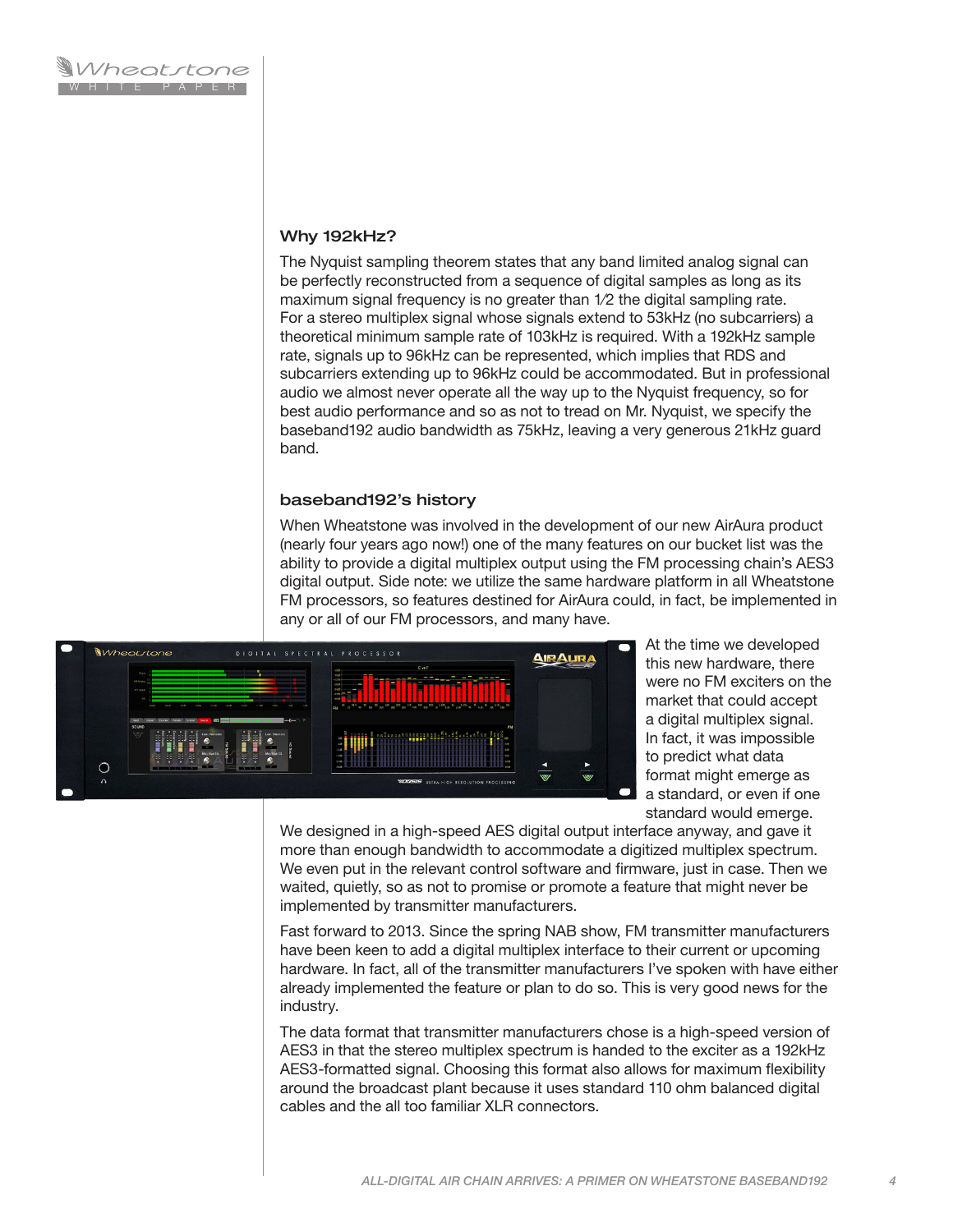## Why 192kHz?

The Nyquist sampling theorem states that any band limited analog signal can be perfectly reconstructed from a sequence of digital samples as long as its maximum signal frequency is no greater than 1⁄2 the digital sampling rate. For a stereo multiplex signal whose signals extend to 53kHz (no subcarriers) a theoretical minimum sample rate of 103kHz is required. With a 192kHz sample rate, signals up to 96kHz can be represented, which implies that RDS and subcarriers extending up to 96kHz could be accommodated. But in professional audio we almost never operate all the way up to the Nyquist frequency, so for best audio performance and so as not to tread on Mr. Nyquist, we specify the baseband192 audio bandwidth as 75kHz, leaving a very generous 21kHz guard band.

## baseband192's history

When Wheatstone was involved in the development of our new AirAura product (nearly four years ago now!) one of the many features on our bucket list was the ability to provide a digital multiplex output using the FM processing chain's AES3 digital output. Side note: we utilize the same hardware platform in all Wheatstone FM processors, so features destined for AirAura could, in fact, be implemented in any or all of our FM processors, and many have.

At the time we developed this new hardware, there were no FM exciters on the market that could accept a digital multiplex signal. In fact, it was impossible to predict what data format might emerge as a standard, or even if one standard would emerge. We designed in a high-speed AES digital output interface anyway, and gave it more than enough bandwidth to accommodate a digitized multiplex spectrum. We even put in the relevant control software and firmware, just in case. Then we waited, quietly, so as not to promise or promote a feature that might never be implemented by transmitter manufacturers.

Fast forward to 2013. Since the spring NAB show, FM transmitter manufacturers have been keen to add a digital multiplex interface to their current or upcoming hardware. In fact, all of the transmitter manufacturers I've spoken with have either already implemented the feature or plan to do so. This is very good news for the industry.

The data format that transmitter manufacturers chose is a high-speed version of AES3 in that the stereo multiplex spectrum is handed to the exciter as a 192kHz AES3-formatted signal. Choosing this format also allows for maximum flexibility around the broadcast plant because it uses standard 110 ohm balanced digital cables and the all too familiar XLR connectors.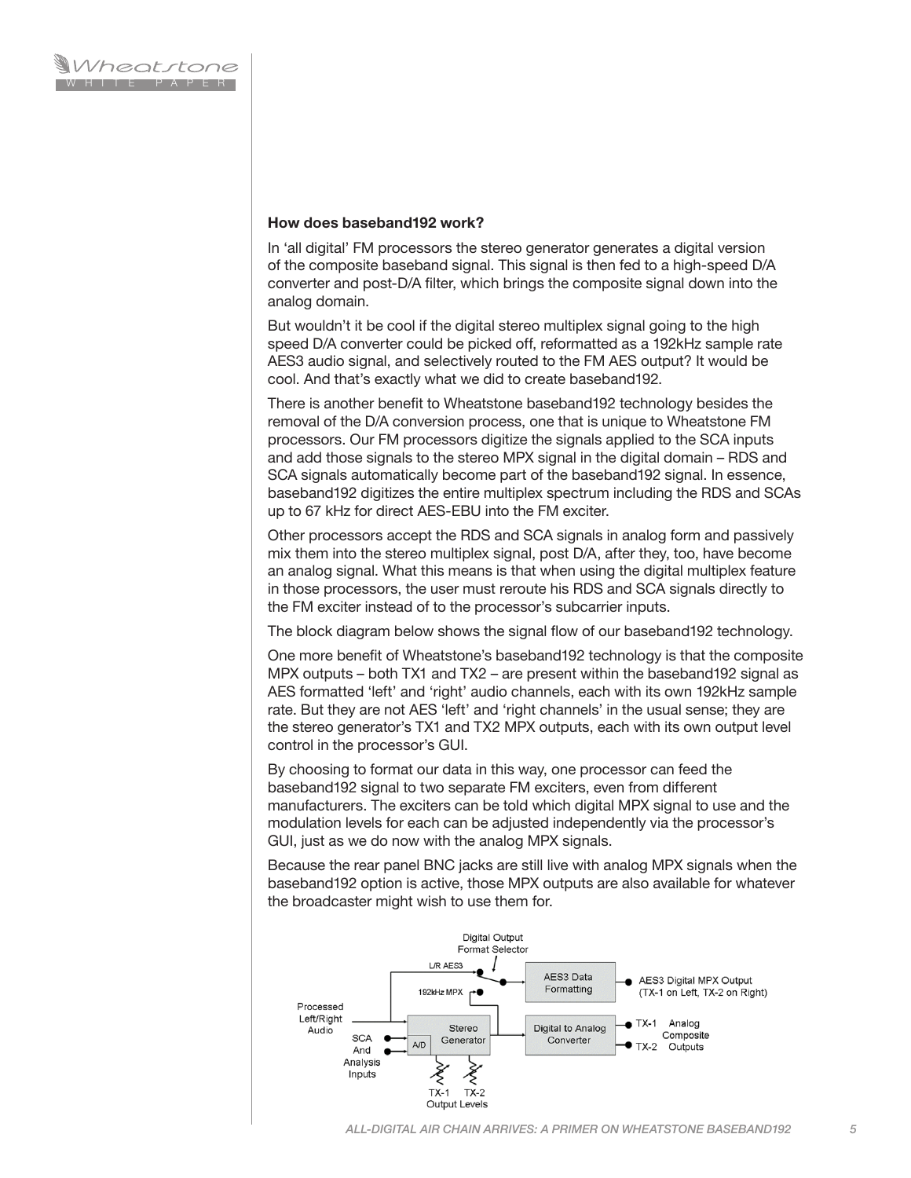### How does baseband192 work?

In 'all digital' FM processors the stereo generator generates a digital version of the composite baseband signal. This signal is then fed to a high-speed D/A converter and post-D/A filter, which brings the composite signal down into the analog domain.

But wouldn't it be cool if the digital stereo multiplex signal going to the high speed D/A converter could be picked off, reformatted as a 192kHz sample rate AES3 audio signal, and selectively routed to the FM AES output? It would be cool. And that's exactly what we did to create baseband192.

There is another benefit to Wheatstone baseband192 technology besides the removal of the D/A conversion process, one that is unique to Wheatstone FM processors. Our FM processors digitize the signals applied to the SCA inputs and add those signals to the stereo MPX signal in the digital domain – RDS and SCA signals automatically become part of the baseband192 signal. In essence, baseband192 digitizes the entire multiplex spectrum including the RDS and SCAs up to 67 kHz for direct AES-EBU into the FM exciter.

Other processors accept the RDS and SCA signals in analog form and passively mix them into the stereo multiplex signal, post D/A, after they, too, have become an analog signal. What this means is that when using the digital multiplex feature in those processors, the user must reroute his RDS and SCA signals directly to the FM exciter instead of to the processor's subcarrier inputs.

The block diagram below shows the signal flow of our baseband192 technology.

One more benefit of Wheatstone's baseband192 technology is that the composite MPX outputs – both TX1 and TX2 – are present within the baseband192 signal as AES formatted 'left' and 'right' audio channels, each with its own 192kHz sample rate. But they are not AES 'left' and 'right channels' in the usual sense; they are the stereo generator's TX1 and TX2 MPX outputs, each with its own output level control in the processor's GUI.

By choosing to format our data in this way, one processor can feed the baseband192 signal to two separate FM exciters, even from different manufacturers. The exciters can be told which digital MPX signal to use and the modulation levels for each can be adjusted independently via the processor's GUI, just as we do now with the analog MPX signals.

Because the rear panel BNC jacks are still live with analog MPX signals when the baseband192 option is active, those MPX outputs are also available for whatever the broadcaster might wish to use them for.

Digital Output Format Selector

L/R AES3

192kHz MPX

AES3 Data Formatting

AES3 Digital MPX Output (TX-1 on Left, TX-2 on Right)

Processed Left/Right Audio

SCA And Analysis Inputs

A/D

Stereo Generator

Digital to Analog Converter

TX-1 TX-2 Analog Composite Outputs

TX-1 TX-2 Output Levels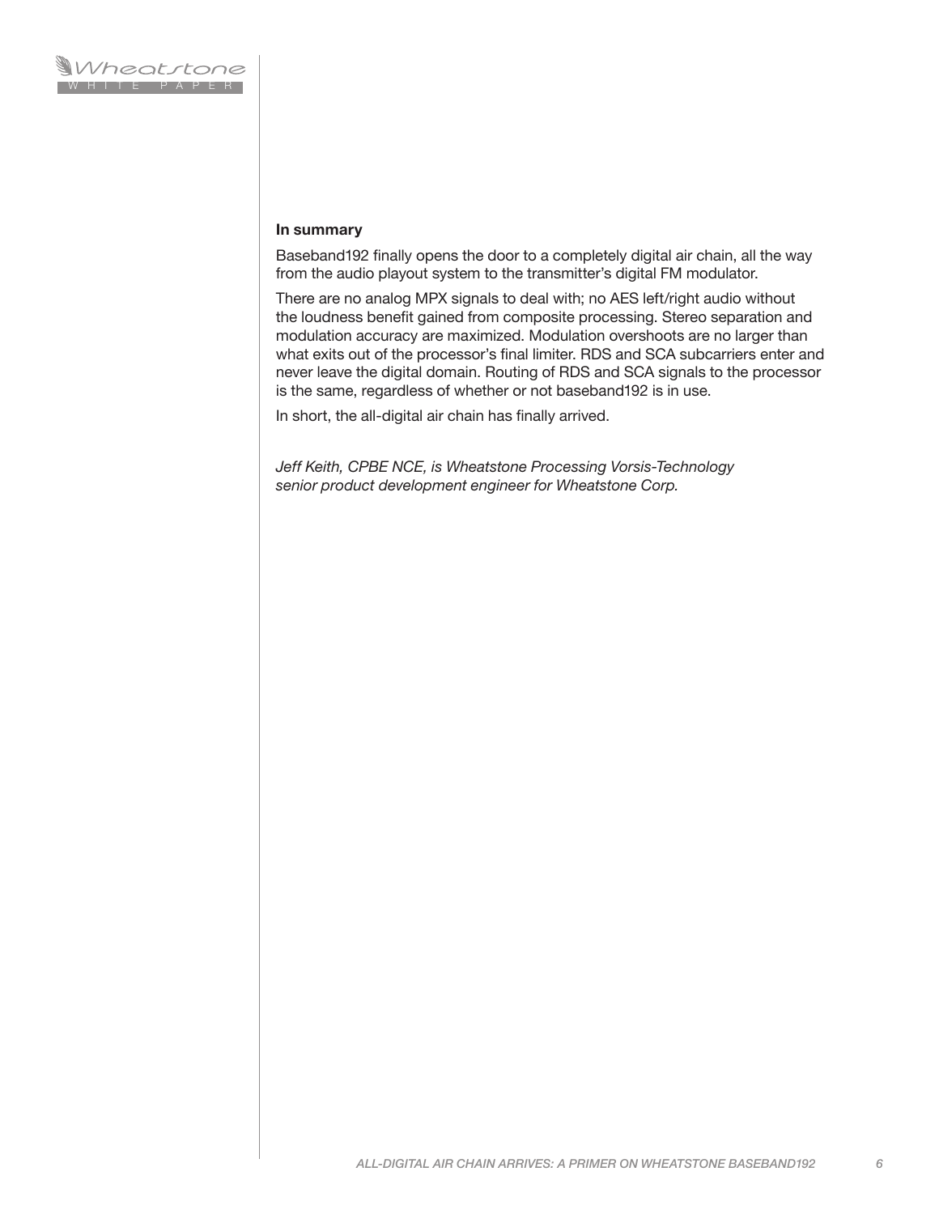### In summary

Baseband192 finally opens the door to a completely digital air chain, all the way from the audio playout system to the transmitter's digital FM modulator.

There are no analog MPX signals to deal with; no AES left/right audio without the loudness benefit gained from composite processing. Stereo separation and modulation accuracy are maximized. Modulation overshoots are no larger than what exits out of the processor's final limiter. RDS and SCA subcarriers enter and never leave the digital domain. Routing of RDS and SCA signals to the processor is the same, regardless of whether or not baseband192 is in use.

In short, the all-digital air chain has finally arrived.

*Jeff Keith, CPBE NCE, is Wheatstone Processing Vorsis-Technology senior product development engineer for Wheatstone Corp.*